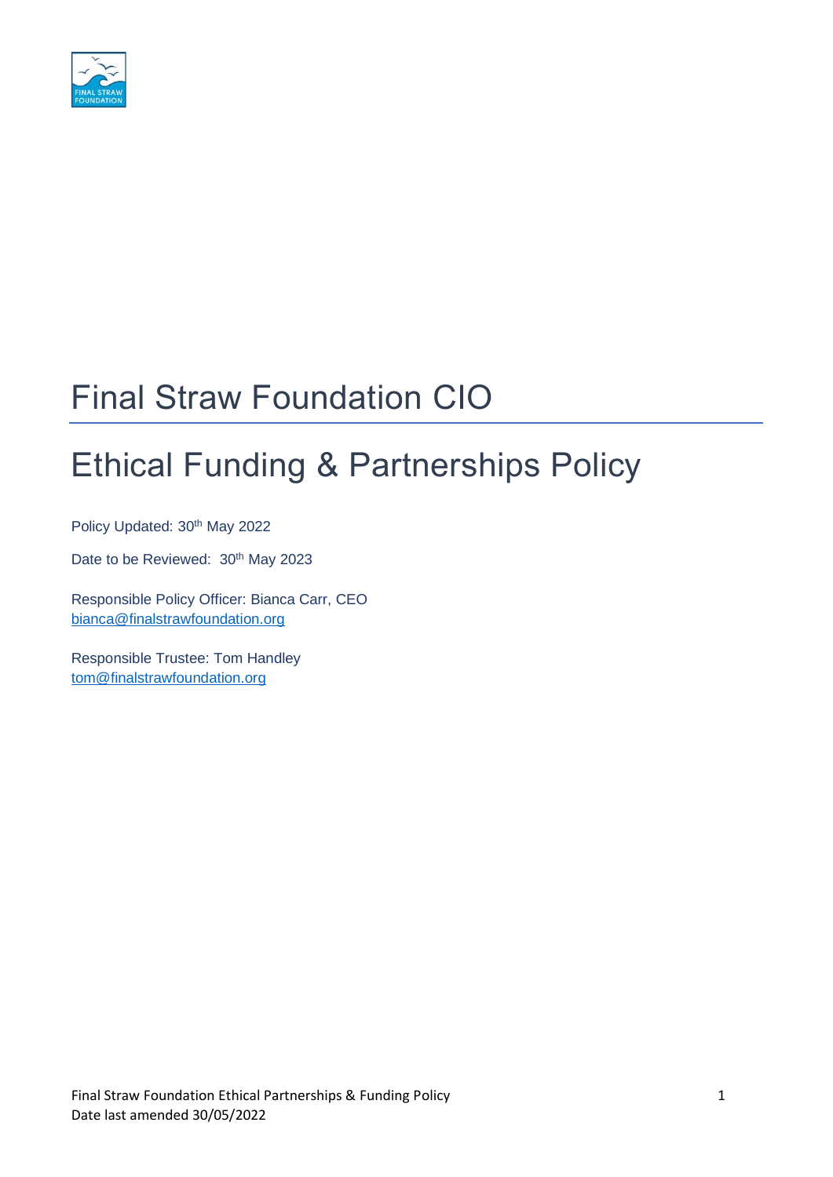# Final Straw Foundation CIO

# Ethical Funding & Partnerships Policy

Policy Updated: 30th May 2022

Date to be Reviewed: 30th May 2023

Responsible Policy Officer: Bianca Carr, CEO
bianca@finalstrawfoundation.org

Responsible Trustee: Tom Handley
tom@finalstrawfoundation.org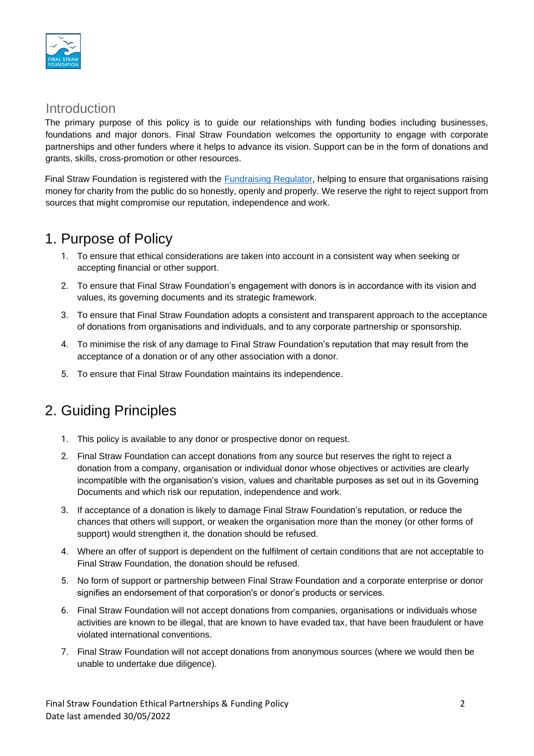## Introduction

The primary purpose of this policy is to guide our relationships with funding bodies including businesses, foundations and major donors. Final Straw Foundation welcomes the opportunity to engage with corporate partnerships and other funders where it helps to advance its vision. Support can be in the form of donations and grants, skills, cross-promotion or other resources.

Final Straw Foundation is registered with the [Fundraising Regulator](), helping to ensure that organisations raising money for charity from the public do so honestly, openly and properly. We reserve the right to reject support from sources that might compromise our reputation, independence and work.

# 1. Purpose of Policy

1. To ensure that ethical considerations are taken into account in a consistent way when seeking or accepting financial or other support.
2. To ensure that Final Straw Foundation's engagement with donors is in accordance with its vision and values, its governing documents and its strategic framework.
3. To ensure that Final Straw Foundation adopts a consistent and transparent approach to the acceptance of donations from organisations and individuals, and to any corporate partnership or sponsorship.
4. To minimise the risk of any damage to Final Straw Foundation's reputation that may result from the acceptance of a donation or of any other association with a donor.
5. To ensure that Final Straw Foundation maintains its independence.

# 2. Guiding Principles

1. This policy is available to any donor or prospective donor on request.
2. Final Straw Foundation can accept donations from any source but reserves the right to reject a donation from a company, organisation or individual donor whose objectives or activities are clearly incompatible with the organisation's vision, values and charitable purposes as set out in its Governing Documents and which risk our reputation, independence and work.
3. If acceptance of a donation is likely to damage Final Straw Foundation's reputation, or reduce the chances that others will support, or weaken the organisation more than the money (or other forms of support) would strengthen it, the donation should be refused.
4. Where an offer of support is dependent on the fulfilment of certain conditions that are not acceptable to Final Straw Foundation, the donation should be refused.
5. No form of support or partnership between Final Straw Foundation and a corporate enterprise or donor signifies an endorsement of that corporation's or donor's products or services.
6. Final Straw Foundation will not accept donations from companies, organisations or individuals whose activities are known to be illegal, that are known to have evaded tax, that have been fraudulent or have violated international conventions.
7. Final Straw Foundation will not accept donations from anonymous sources (where we would then be unable to undertake due diligence).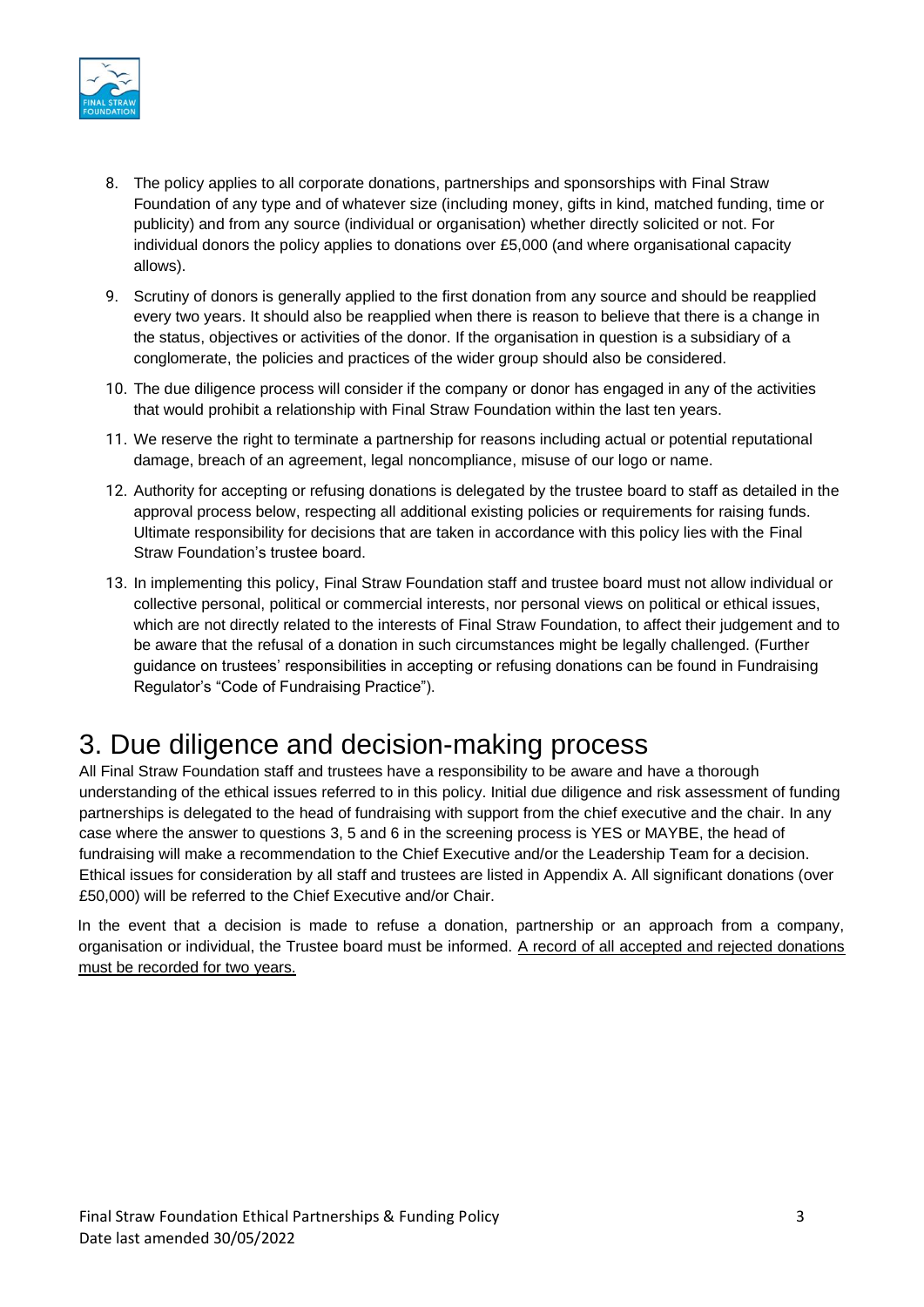8. The policy applies to all corporate donations, partnerships and sponsorships with Final Straw Foundation of any type and of whatever size (including money, gifts in kind, matched funding, time or publicity) and from any source (individual or organisation) whether directly solicited or not. For individual donors the policy applies to donations over £5,000 (and where organisational capacity allows).
9. Scrutiny of donors is generally applied to the first donation from any source and should be reapplied every two years. It should also be reapplied when there is reason to believe that there is a change in the status, objectives or activities of the donor. If the organisation in question is a subsidiary of a conglomerate, the policies and practices of the wider group should also be considered.
10. The due diligence process will consider if the company or donor has engaged in any of the activities that would prohibit a relationship with Final Straw Foundation within the last ten years.
11. We reserve the right to terminate a partnership for reasons including actual or potential reputational damage, breach of an agreement, legal noncompliance, misuse of our logo or name.
12. Authority for accepting or refusing donations is delegated by the trustee board to staff as detailed in the approval process below, respecting all additional existing policies or requirements for raising funds. Ultimate responsibility for decisions that are taken in accordance with this policy lies with the Final Straw Foundation's trustee board.
13. In implementing this policy, Final Straw Foundation staff and trustee board must not allow individual or collective personal, political or commercial interests, nor personal views on political or ethical issues, which are not directly related to the interests of Final Straw Foundation, to affect their judgement and to be aware that the refusal of a donation in such circumstances might be legally challenged. (Further guidance on trustees' responsibilities in accepting or refusing donations can be found in Fundraising Regulator's "Code of Fundraising Practice").

# 3. Due diligence and decision-making process

All Final Straw Foundation staff and trustees have a responsibility to be aware and have a thorough understanding of the ethical issues referred to in this policy. Initial due diligence and risk assessment of funding partnerships is delegated to the head of fundraising with support from the chief executive and the chair. In any case where the answer to questions 3, 5 and 6 in the screening process is YES or MAYBE, the head of fundraising will make a recommendation to the Chief Executive and/or the Leadership Team for a decision. Ethical issues for consideration by all staff and trustees are listed in Appendix A. All significant donations (over £50,000) will be referred to the Chief Executive and/or Chair.

In the event that a decision is made to refuse a donation, partnership or an approach from a company, organisation or individual, the Trustee board must be informed. A record of all accepted and rejected donations must be recorded for two years.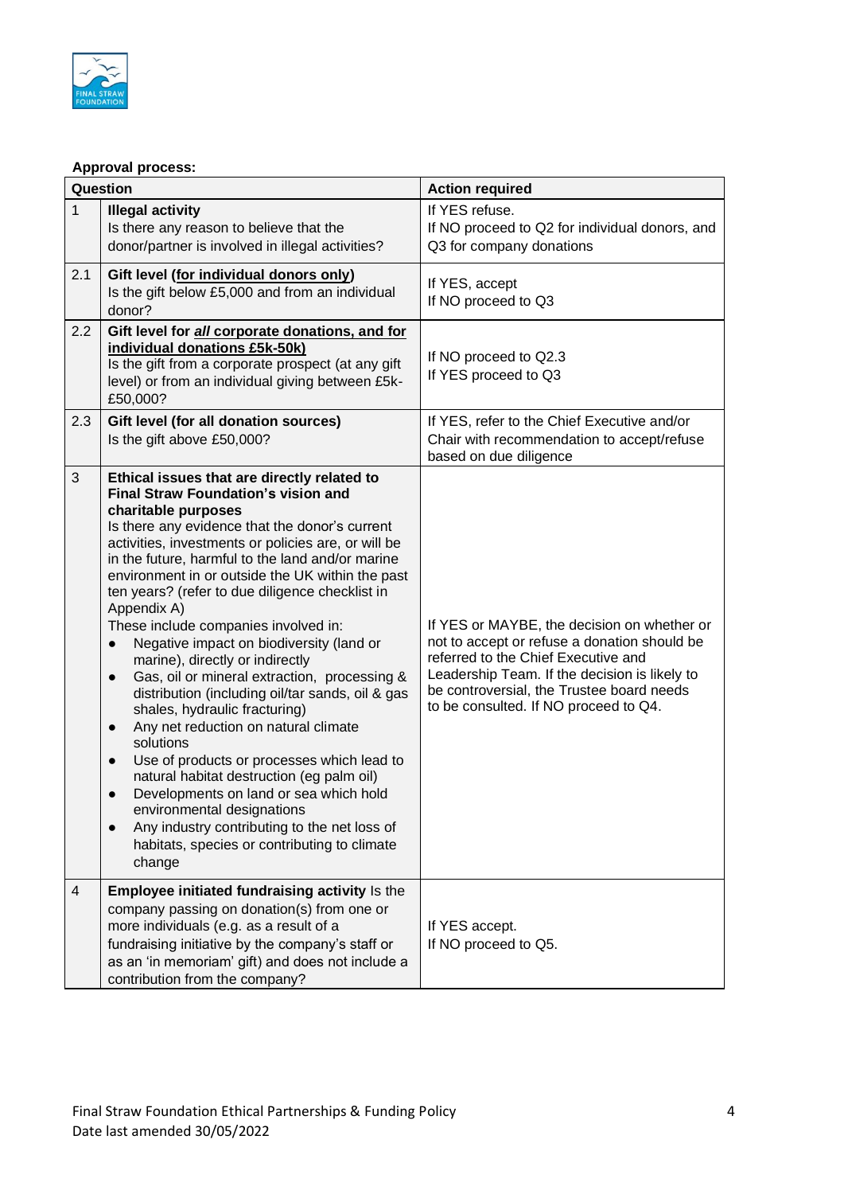**Approval process:**

| | Question | Action required |
|---|---|---|
| 1 | **Illegal activity** Is there any reason to believe that the donor/partner is involved in illegal activities? | If YES refuse. If NO proceed to Q2 for individual donors, and Q3 for company donations |
| 2.1 | **Gift level (<u>for individual donors only</u>)** Is the gift below £5,000 and from an individual donor? | If YES, accept If NO proceed to Q3 |
| 2.2 | **Gift level for *<u>all</u>* <u>corporate donations, and for individual donations £5k-50k)</u>** Is the gift from a corporate prospect (at any gift level) or from an individual giving between £5k-£50,000? | If NO proceed to Q2.3 If YES proceed to Q3 |
| 2.3 | **Gift level (for all donation sources)** Is the gift above £50,000? | If YES, refer to the Chief Executive and/or Chair with recommendation to accept/refuse based on due diligence |
| 3 | **Ethical issues that are directly related to Final Straw Foundation's vision and charitable purposes** Is there any evidence that the donor's current activities, investments or policies are, or will be in the future, harmful to the land and/or marine environment in or outside the UK within the past ten years? (refer to due diligence checklist in Appendix A) These include companies involved in: <br>● Negative impact on biodiversity (land or marine), directly or indirectly <br>● Gas, oil or mineral extraction, processing & distribution (including oil/tar sands, oil & gas shales, hydraulic fracturing) <br>● Any net reduction on natural climate solutions <br>● Use of products or processes which lead to natural habitat destruction (eg palm oil) <br>● Developments on land or sea which hold environmental designations <br>● Any industry contributing to the net loss of habitats, species or contributing to climate change | If YES or MAYBE, the decision on whether or not to accept or refuse a donation should be referred to the Chief Executive and Leadership Team. If the decision is likely to be controversial, the Trustee board needs to be consulted. If NO proceed to Q4. |
| 4 | **Employee initiated fundraising activity** Is the company passing on donation(s) from one or more individuals (e.g. as a result of a fundraising initiative by the company's staff or as an 'in memoriam' gift) and does not include a contribution from the company? | If YES accept. If NO proceed to Q5. |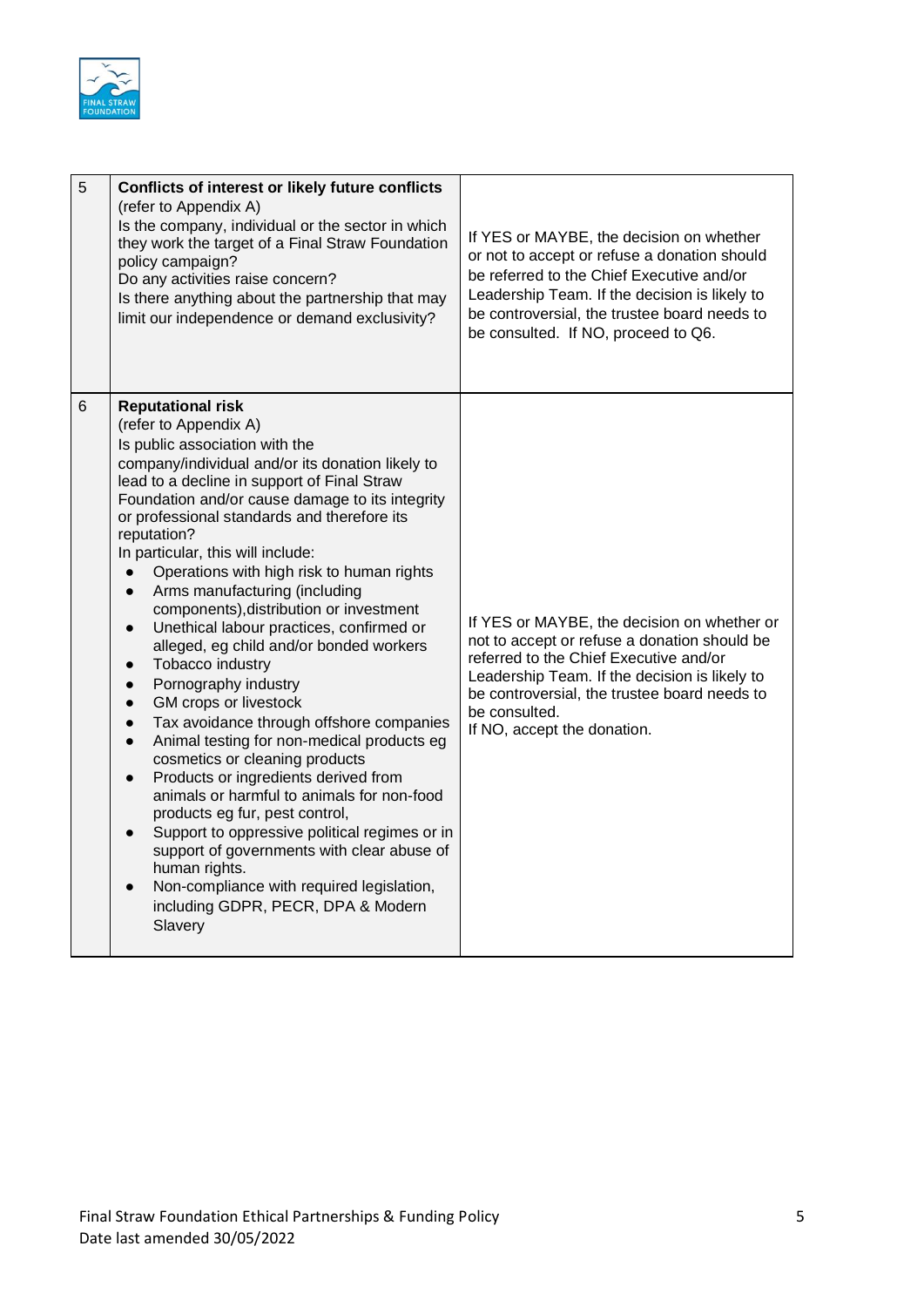| 5 | **Conflicts of interest or likely future conflicts** (refer to Appendix A) Is the company, individual or the sector in which they work the target of a Final Straw Foundation policy campaign? Do any activities raise concern? Is there anything about the partnership that may limit our independence or demand exclusivity? | If YES or MAYBE, the decision on whether or not to accept or refuse a donation should be referred to the Chief Executive and/or Leadership Team. If the decision is likely to be controversial, the trustee board needs to be consulted. If NO, proceed to Q6. |
|---|---|---|
| 6 | **Reputational risk** (refer to Appendix A) Is public association with the company/individual and/or its donation likely to lead to a decline in support of Final Straw Foundation and/or cause damage to its integrity or professional standards and therefore its reputation? In particular, this will include: <br>• Operations with high risk to human rights <br>• Arms manufacturing (including components),distribution or investment <br>• Unethical labour practices, confirmed or alleged, eg child and/or bonded workers <br>• Tobacco industry <br>• Pornography industry <br>• GM crops or livestock <br>• Tax avoidance through offshore companies <br>• Animal testing for non-medical products eg cosmetics or cleaning products <br>• Products or ingredients derived from animals or harmful to animals for non-food products eg fur, pest control, <br>• Support to oppressive political regimes or in support of governments with clear abuse of human rights. <br>• Non-compliance with required legislation, including GDPR, PECR, DPA & Modern Slavery | If YES or MAYBE, the decision on whether or not to accept or refuse a donation should be referred to the Chief Executive and/or Leadership Team. If the decision is likely to be controversial, the trustee board needs to be consulted. <br>If NO, accept the donation. |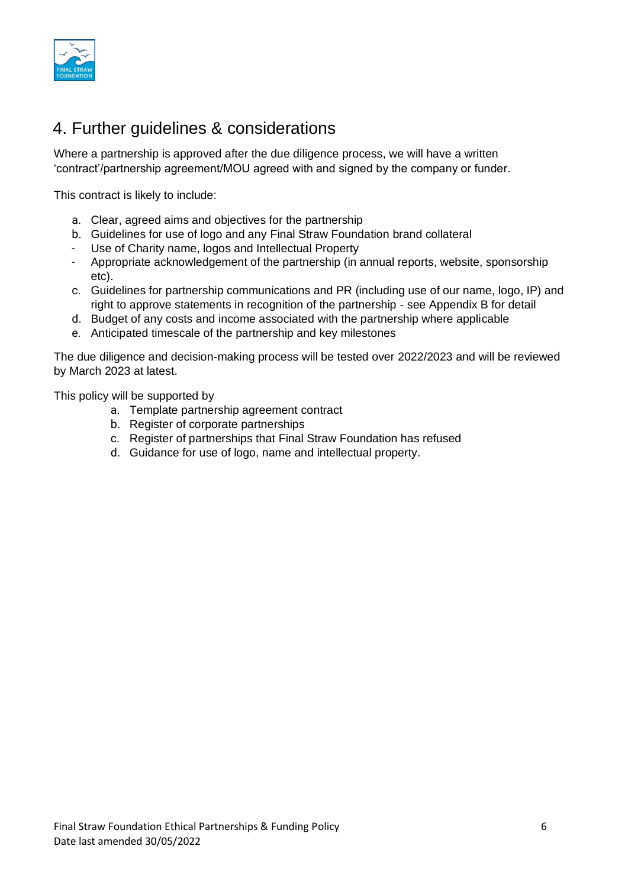## 4. Further guidelines & considerations

Where a partnership is approved after the due diligence process, we will have a written 'contract'/partnership agreement/MOU agreed with and signed by the company or funder.

This contract is likely to include:

a. Clear, agreed aims and objectives for the partnership
b. Guidelines for use of logo and any Final Straw Foundation brand collateral
- Use of Charity name, logos and Intellectual Property
- Appropriate acknowledgement of the partnership (in annual reports, website, sponsorship etc).

c. Guidelines for partnership communications and PR (including use of our name, logo, IP) and right to approve statements in recognition of the partnership - see Appendix B for detail
d. Budget of any costs and income associated with the partnership where applicable
e. Anticipated timescale of the partnership and key milestones

The due diligence and decision-making process will be tested over 2022/2023 and will be reviewed by March 2023 at latest.

This policy will be supported by

a. Template partnership agreement contract
b. Register of corporate partnerships
c. Register of partnerships that Final Straw Foundation has refused
d. Guidance for use of logo, name and intellectual property.